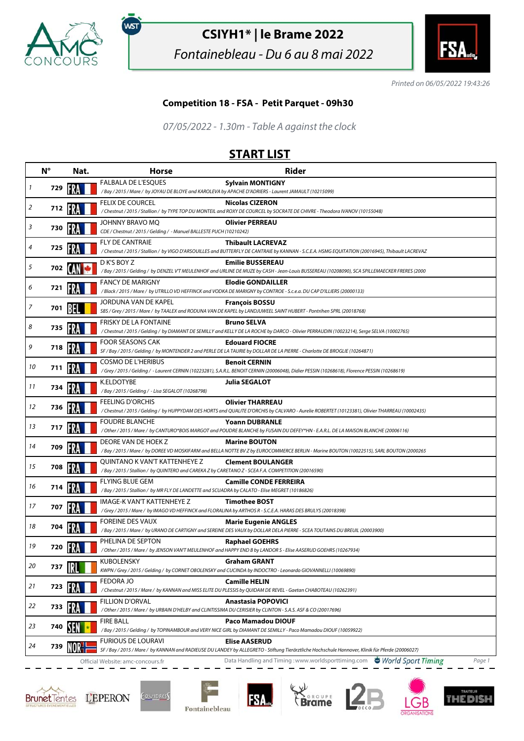# CSIYH1* | le Brame 2022

*Fontainebleau - Du 6 au 8 mai 2022*

*Printed on 06/05/2022 19:43:26*

## Competition 18 - FSA - Petit Parquet - 09h30

*07/05/2022 - 1.30m - Table A against the clock*

## START LIST

| | N° | Nat. | Horse | Rider |
|---|---|---|---|---|
| 1 | 729 | FRA | FALBALA DE L'ESQUES<br>*/ Bay / 2015 / Mare / by JOYAU DE BLOYE and KAROLEVA by APACHE D'ADRIERS - Laurent JAMAULT (10215099)* | **Sylvain MONTIGNY** |
| 2 | 712 | FRA | FELIX DE COURCEL<br>*/ Chestnut / 2015 / Stallion / by TYPE TOP DU MONTEIL and ROXY DE COURCEL by SOCRATE DE CHIVRE - Theodora IVANOV (10155048)* | **Nicolas CIZERON** |
| 3 | 730 | FRA | JOHNNY BRAVO MQ<br>*CDE / Chestnut / 2015 / Gelding / - Manuel BALLESTE PUCH (10210242)* | **Olivier PERREAU** |
| 4 | 725 | FRA | FLY DE CANTRAIE<br>*/ Chestnut / 2015 / Stallion / by VIGO D'ARSOUILLES and BUTTERFLY DE CANTRAIE by KANNAN - S.C.E.A. HSMG EQUITATION (20016945), Thibault LACREVAZ* | **Thibault LACREVAZ** |
| 5 | 702 | CAN | D K'S BOY Z<br>*/ Bay / 2015 / Gelding / by DENZEL V'T MEULENHOF and URLINE DE MUZE by CASH - Jean-Louis BUSSEREAU (10208090), SCA SPILLEMAECKER FRERES (2000* | **Emilie BUSSEREAU** |
| 6 | 721 | FRA | FANCY DE MARIGNY<br>*/ Black / 2015 / Mare / by UTRILLO VD HEFFINCK and VODKA DE MARIGNY by CONTROE - S.c.e.a. DU CAP D'ILLIERS (20000133)* | **Elodie GONDAILLER** |
| 7 | 701 | BEL | JORDUNA VAN DE KAPEL<br>*SBS / Grey / 2015 / Mare / by TAALEX and RODUNA VAN DE KAPEL by LANDJUWEEL SAINT HUBERT - Pontrihen SPRL (20018768)* | **François BOSSU** |
| 8 | 735 | FRA | FRISKY DE LA FONTAINE<br>*/ Chestnut / 2015 / Gelding / by DIAMANT DE SEMILLY and KELLY DE LA ROCHE by DARCO - Olivier PERRAUDIN (10023214), Serge SELVA (10002765)* | **Bruno SELVA** |
| 9 | 718 | FRA | FOOR SEASONS CAK<br>*SF / Bay / 2015 / Gelding / by MONTENDER 2 and PERLE DE LA TAURIE by DOLLAR DE LA PIERRE - Charlotte DE BROGLIE (10264871)* | **Edouard FIOCRE** |
| 10 | 711 | FRA | COSMO DE L'HERIBUS<br>*/ Grey / 2015 / Gelding / - Laurent CERNIN (10223281), S.A.R.L. BENOIT CERNIN (20006048), Didier PESSIN (10268618), Florence PESSIN (10268619)* | **Benoit CERNIN** |
| 11 | 734 | FRA | K.ELDOTYBE<br>*/ Bay / 2015 / Gelding / - Lisa SEGALOT (10268798)* | **Julia SEGALOT** |
| 12 | 736 | FRA | FEELING D'ORCHIS<br>*/ Chestnut / 2015 / Gelding / by HUPPYDAM DES HORTS and QUALITE D'ORCHIS by CALVARO - Aurelie ROBERTET (10123381), Olivier THARREAU (10002435)* | **Olivier THARREAU** |
| 13 | 717 | FRA | FOUDRE BLANCHE<br>*/ Other / 2015 / Mare / by CANTURO*BOIS MARGOT and POUDRE BLANCHE by FUSAIN DU DEFEY*HN - E.A.R.L. DE LA MAISON BLANCHE (20006116)* | **Yoann DUBRANLE** |
| 14 | 709 | FRA | DEORE VAN DE HOEK Z<br>*/ Bay / 2015 / Mare / by DOREE VD MOSKIFARM and BELLA NOTTE BV Z by EUROCOMMERCE BERLIN - Marine BOUTON (10022515), SARL BOUTON (2000265* | **Marine BOUTON** |
| 15 | 708 | FRA | QUINTANO K VAN'T KATTENHEYE Z<br>*/ Bay / 2015 / Stallion / by QUINTERO and CAREKA Z by CARETANO Z - SCEA F.A. COMPETITION (20016590)* | **Clement BOULANGER** |
| 16 | 714 | FRA | FLYING BLUE GEM<br>*/ Bay / 2015 / Stallion / by MR FLY DE LANDETTE and SCUADRA by CALATO - Elise MEGRET (10186826)* | **Camille CONDE FERREIRA** |
| 17 | 707 | FRA | IMAGE-K VAN'T KATTENHEYE Z<br>*/ Grey / 2015 / Mare / by IMAGO VD HEFFINCK and FLORALINA by ARTHOS R - S.C.E.A. HARAS DES BRULYS (20018398)* | **Timothee BOST** |
| 18 | 704 | FRA | FOREINE DES VAUX<br>*/ Bay / 2015 / Mare / by URANO DE CARTIGNY and SEREINE DES VAUX by DOLLAR DELA PIERRE - SCEA TOUTAINS DU BREUIL (20003900)* | **Marie Eugenie ANGLES** |
| 19 | 720 | FRA | PHELINA DE SEPTON<br>*/ Other / 2015 / Mare / by JENSON VAN'T MEULENHOF and HAPPY END B by LANDOR S - Elise AASERUD GOEHRS (10267934)* | **Raphael GOEHRS** |
| 20 | 737 | IRL | KUBOLENSKY<br>*KWPN / Grey / 2015 / Gelding / by CORNET OBOLENSKY and CUCINDA by INDOCTRO - Leonardo GIOVANNELLI (10069890)* | **Graham GRANT** |
| 21 | 723 | FRA | FEDORA JO<br>*/ Chestnut / 2015 / Mare / by KANNAN and MISS ELITE DU PLESSIS by QUIDAM DE REVEL - Gaetan CHABOTEAU (10262391)* | **Camille HELIN** |
| 22 | 733 | FRA | FILLION D'ORVAL<br>*/ Other / 2015 / Mare / by URBAIN D'HELBY and CLINTISSIMA DU CERISIER by CLINTON - S.A.S. ASF & CO (20017696)* | **Anastasia POPOVICI** |
| 23 | 740 | SEN | FIRE BALL<br>*/ Bay / 2015 / Gelding / by TOPINAMBOUR and VERY NICE GIRL by DIAMANT DE SEMILLY - Paco Mamadou DIOUF (10059922)* | **Paco Mamadou DIOUF** |
| 24 | 739 | NOR | FURIOUS DE LOURAVI<br>*SF / Bay / 2015 / Mare / by KANNAN and RADIEUSE DU LANDEY by ALLEGRETO - Stiftung Tierärztliche Hochschule Hannover, Klinik für Pferde (20006027)* | **Elise AASERUD** |

Official Website: amc-concours.fr — Data Handling and Timing : www.worldsporttiming.com — World Sport Timing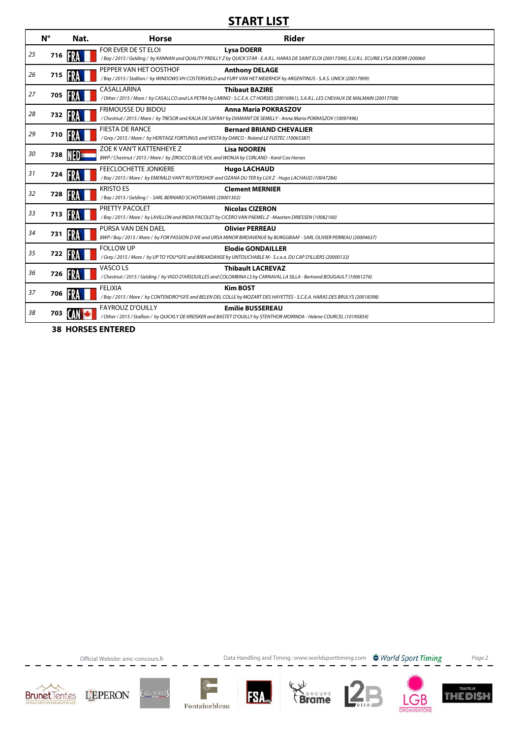## START LIST

| | N° | Nat. | Horse | Rider |
|---|---|---|---|---|
| 25 | 716 | FRA | FOR EVER DE ST ELOI<br>*/ Bay / 2015 / Gelding / by KANNAN and QUALITY PREILLY Z by QUICK STAR - E.A.R.L. HARAS DE SAINT ELOI (20017390), E.U.R.L. ECURIE LYSA DOERR (200060* | **Lysa DOERR** |
| 26 | 715 | FRA | PEPPER VAN HET OOSTHOF<br>*/ Bay / 2015 / Stallion / by WINDOWS VH COSTERSVELD and FURY VAN HET MEIERHOF by ARGENTINUS - S.A.S. UNICK (20017909)* | **Anthony DELAGE** |
| 27 | 705 | FRA | CASALLARINA<br>*/ Other / 2015 / Mare / by CASALLCO and LA PETRA by LARINO - S.C.E.A. CT HORSES (20016961), S.A.R.L. LES CHEVAUX DE MALMAIN (20017708)* | **Thibaut BAZIRE** |
| 28 | 732 | FRA | FRIMOUSSE DU BIDOU<br>*/ Chestnut / 2015 / Mare / by TRESOR and KALIA DE SAFRAY by DIAMANT DE SEMILLY - Anna Maria POKRASZOV (10097496)* | **Anna Maria POKRASZOV** |
| 29 | 710 | FRA | FIESTA DE RANCE<br>*/ Grey / 2015 / Mare / by HERITAGE FORTUNUS and VESTA by DARCO - Roland LE FUSTEC (10065387)* | **Bernard BRIAND CHEVALIER** |
| 30 | 738 | NED | ZOE K VAN'T KATTENHEYE Z<br>*BWP / Chestnut / 2015 / Mare / by ZIROCCO BLUE VDL and WONJA by CORLAND - Karel Cox Horses* | **Lisa NOOREN** |
| 31 | 724 | FRA | FEECLOCHETTE JONKIERE<br>*/ Bay / 2015 / Mare / by EMERALD VAN'T RUYTERSHOF and OZANA DU TER by LUX Z - Hugo LACHAUD (10047284)* | **Hugo LACHAUD** |
| 32 | 728 | FRA | KRISTO ES<br>*/ Bay / 2015 / Gelding / - SARL BERNARD SCHOTSMANS (20001302)* | **Clement MERNIER** |
| 33 | 713 | FRA | PRETTY PACOLET<br>*/ Bay / 2015 / Mare / by LAVILLON and INDIA PACOLET by CICERO VAN PAEMEL Z - Maarten DRIESSEN (10082160)* | **Nicolas CIZERON** |
| 34 | 731 | FRA | PURSA VAN DEN DAEL<br>*BWP / Bay / 2015 / Mare / by FOR PASSION D IVE and URSA MINOR BIRDAVENUE by BURGGRAAF - SARL OLIVIER PERREAU (20004637)* | **Olivier PERREAU** |
| 35 | 722 | FRA | FOLLOW UP<br>*/ Grey / 2015 / Mare / by UP TO YOU*GFE and BREAKDANSE by UNTOUCHABLE M - S.c.e.a. DU CAP D'ILLIERS (20000133)* | **Elodie GONDAILLER** |
| 36 | 726 | FRA | VASCO LS<br>*/ Chestnut / 2015 / Gelding / by VIGO D'ARSOUILLES and COLOMBINA LS by CARNAVAL LA SILLA - Bertrand BOUGAULT (10061276)* | **Thibault LACREVAZ** |
| 37 | 706 | FRA | FELIXIA<br>*/ Bay / 2015 / Mare / by CONTENDRO*GFE and BELEN DEL COLLE by MOZART DES HAYETTES - S.C.E.A. HARAS DES BRULYS (20018398)* | **Kim BOST** |
| 38 | 703 | CAN | FAYROUZ D'OUILLY<br>*/ Other / 2015 / Stallion / by QUICKLY DE KREISKER and BASTET D'OUILLY by STENTHOR MORINDA - Helene COURCEL (10195854)* | **Emilie BUSSEREAU** |

**38 HORSES ENTERED**

Official Website: amc-concours.fr

Data Handling and Timing : www.worldsporttiming.com World Sport Timing